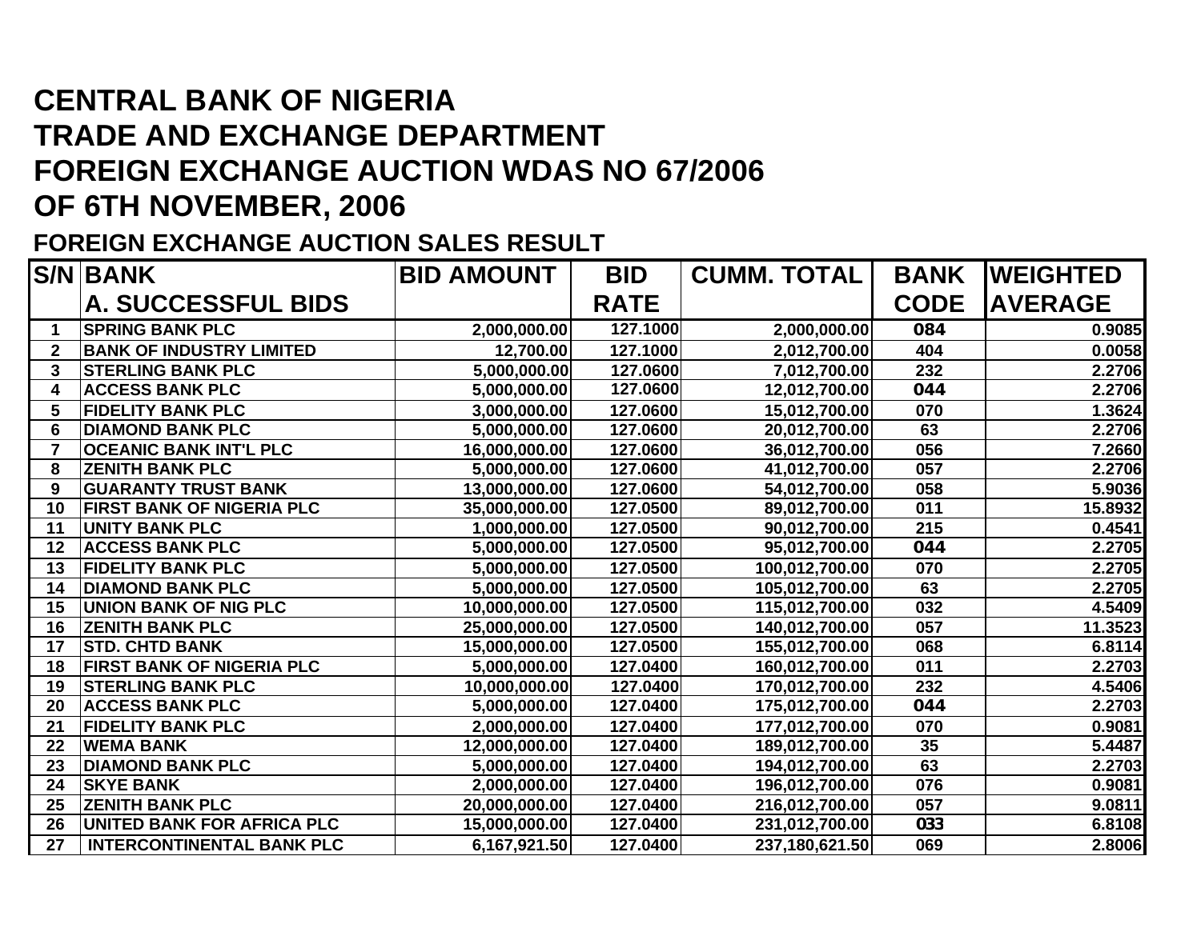# CENTRAL BANK OF NIGERIA
# TRADE AND EXCHANGE DEPARTMENT
# FOREIGN EXCHANGE AUCTION WDAS NO 67/2006
# OF 6TH NOVEMBER, 2006

## FOREIGN EXCHANGE AUCTION SALES RESULT

| S/N | BANK<br>A. SUCCESSFUL BIDS | BID AMOUNT | BID RATE | CUMM. TOTAL | BANK CODE | WEIGHTED AVERAGE |
|---|---|---|---|---|---|---|
| 1 | SPRING BANK PLC | 2,000,000.00 | 127.1000 | 2,000,000.00 | 084 | 0.9085 |
| 2 | BANK OF INDUSTRY LIMITED | 12,700.00 | 127.1000 | 2,012,700.00 | 404 | 0.0058 |
| 3 | STERLING BANK PLC | 5,000,000.00 | 127.0600 | 7,012,700.00 | 232 | 2.2706 |
| 4 | ACCESS BANK PLC | 5,000,000.00 | 127.0600 | 12,012,700.00 | 044 | 2.2706 |
| 5 | FIDELITY BANK PLC | 3,000,000.00 | 127.0600 | 15,012,700.00 | 070 | 1.3624 |
| 6 | DIAMOND BANK PLC | 5,000,000.00 | 127.0600 | 20,012,700.00 | 63 | 2.2706 |
| 7 | OCEANIC BANK INT'L PLC | 16,000,000.00 | 127.0600 | 36,012,700.00 | 056 | 7.2660 |
| 8 | ZENITH BANK PLC | 5,000,000.00 | 127.0600 | 41,012,700.00 | 057 | 2.2706 |
| 9 | GUARANTY TRUST BANK | 13,000,000.00 | 127.0600 | 54,012,700.00 | 058 | 5.9036 |
| 10 | FIRST BANK OF NIGERIA PLC | 35,000,000.00 | 127.0500 | 89,012,700.00 | 011 | 15.8932 |
| 11 | UNITY BANK PLC | 1,000,000.00 | 127.0500 | 90,012,700.00 | 215 | 0.4541 |
| 12 | ACCESS BANK PLC | 5,000,000.00 | 127.0500 | 95,012,700.00 | 044 | 2.2705 |
| 13 | FIDELITY BANK PLC | 5,000,000.00 | 127.0500 | 100,012,700.00 | 070 | 2.2705 |
| 14 | DIAMOND BANK PLC | 5,000,000.00 | 127.0500 | 105,012,700.00 | 63 | 2.2705 |
| 15 | UNION BANK OF NIG PLC | 10,000,000.00 | 127.0500 | 115,012,700.00 | 032 | 4.5409 |
| 16 | ZENITH BANK PLC | 25,000,000.00 | 127.0500 | 140,012,700.00 | 057 | 11.3523 |
| 17 | STD. CHTD BANK | 15,000,000.00 | 127.0500 | 155,012,700.00 | 068 | 6.8114 |
| 18 | FIRST BANK OF NIGERIA PLC | 5,000,000.00 | 127.0400 | 160,012,700.00 | 011 | 2.2703 |
| 19 | STERLING BANK PLC | 10,000,000.00 | 127.0400 | 170,012,700.00 | 232 | 4.5406 |
| 20 | ACCESS BANK PLC | 5,000,000.00 | 127.0400 | 175,012,700.00 | 044 | 2.2703 |
| 21 | FIDELITY BANK PLC | 2,000,000.00 | 127.0400 | 177,012,700.00 | 070 | 0.9081 |
| 22 | WEMA BANK | 12,000,000.00 | 127.0400 | 189,012,700.00 | 35 | 5.4487 |
| 23 | DIAMOND BANK PLC | 5,000,000.00 | 127.0400 | 194,012,700.00 | 63 | 2.2703 |
| 24 | SKYE BANK | 2,000,000.00 | 127.0400 | 196,012,700.00 | 076 | 0.9081 |
| 25 | ZENITH BANK PLC | 20,000,000.00 | 127.0400 | 216,012,700.00 | 057 | 9.0811 |
| 26 | UNITED BANK FOR AFRICA PLC | 15,000,000.00 | 127.0400 | 231,012,700.00 | 033 | 6.8108 |
| 27 | INTERCONTINENTAL BANK PLC | 6,167,921.50 | 127.0400 | 237,180,621.50 | 069 | 2.8006 |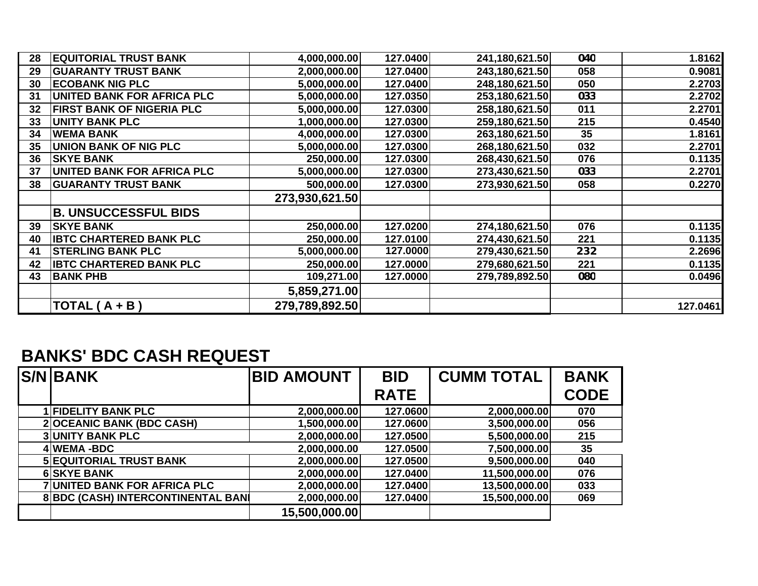| | | | | | | |
|---|---|---|---|---|---|---|
| 28 | EQUITORIAL TRUST BANK | 4,000,000.00 | 127.0400 | 241,180,621.50 | 040 | 1.8162 |
| 29 | GUARANTY TRUST BANK | 2,000,000.00 | 127.0400 | 243,180,621.50 | 058 | 0.9081 |
| 30 | ECOBANK NIG PLC | 5,000,000.00 | 127.0400 | 248,180,621.50 | 050 | 2.2703 |
| 31 | UNITED BANK FOR AFRICA PLC | 5,000,000.00 | 127.0350 | 253,180,621.50 | 033 | 2.2702 |
| 32 | FIRST BANK OF NIGERIA PLC | 5,000,000.00 | 127.0300 | 258,180,621.50 | 011 | 2.2701 |
| 33 | UNITY BANK PLC | 1,000,000.00 | 127.0300 | 259,180,621.50 | 215 | 0.4540 |
| 34 | WEMA BANK | 4,000,000.00 | 127.0300 | 263,180,621.50 | 35 | 1.8161 |
| 35 | UNION BANK OF NIG PLC | 5,000,000.00 | 127.0300 | 268,180,621.50 | 032 | 2.2701 |
| 36 | SKYE BANK | 250,000.00 | 127.0300 | 268,430,621.50 | 076 | 0.1135 |
| 37 | UNITED BANK FOR AFRICA PLC | 5,000,000.00 | 127.0300 | 273,430,621.50 | 033 | 2.2701 |
| 38 | GUARANTY TRUST BANK | 500,000.00 | 127.0300 | 273,930,621.50 | 058 | 0.2270 |
| | | **273,930,621.50** | | | | |
| | **B. UNSUCCESSFUL BIDS** | | | | | |
| 39 | SKYE BANK | 250,000.00 | 127.0200 | 274,180,621.50 | 076 | 0.1135 |
| 40 | IBTC CHARTERED BANK PLC | 250,000.00 | 127.0100 | 274,430,621.50 | 221 | 0.1135 |
| 41 | STERLING BANK PLC | 5,000,000.00 | 127.0000 | 279,430,621.50 | 232 | 2.2696 |
| 42 | IBTC CHARTERED BANK PLC | 250,000.00 | 127.0000 | 279,680,621.50 | 221 | 0.1135 |
| 43 | BANK PHB | 109,271.00 | 127.0000 | 279,789,892.50 | 080 | 0.0496 |
| | | **5,859,271.00** | | | | |
| | **TOTAL ( A + B )** | **279,789,892.50** | | | | 127.0461 |

## BANKS' BDC CASH REQUEST

| S/N | BANK | BID AMOUNT | BID RATE | CUMM TOTAL | BANK CODE |
|---|---|---|---|---|---|
| 1 | FIDELITY BANK PLC | 2,000,000.00 | 127.0600 | 2,000,000.00 | 070 |
| 2 | OCEANIC BANK (BDC CASH) | 1,500,000.00 | 127.0600 | 3,500,000.00 | 056 |
| 3 | UNITY BANK PLC | 2,000,000.00 | 127.0500 | 5,500,000.00 | 215 |
| 4 | WEMA -BDC | 2,000,000.00 | 127.0500 | 7,500,000.00 | 35 |
| 5 | EQUITORIAL TRUST BANK | 2,000,000.00 | 127.0500 | 9,500,000.00 | 040 |
| 6 | SKYE BANK | 2,000,000.00 | 127.0400 | 11,500,000.00 | 076 |
| 7 | UNITED BANK FOR AFRICA PLC | 2,000,000.00 | 127.0400 | 13,500,000.00 | 033 |
| 8 | BDC (CASH) INTERCONTINENTAL BANI | 2,000,000.00 | 127.0400 | 15,500,000.00 | 069 |
| | | **15,500,000.00** | | | |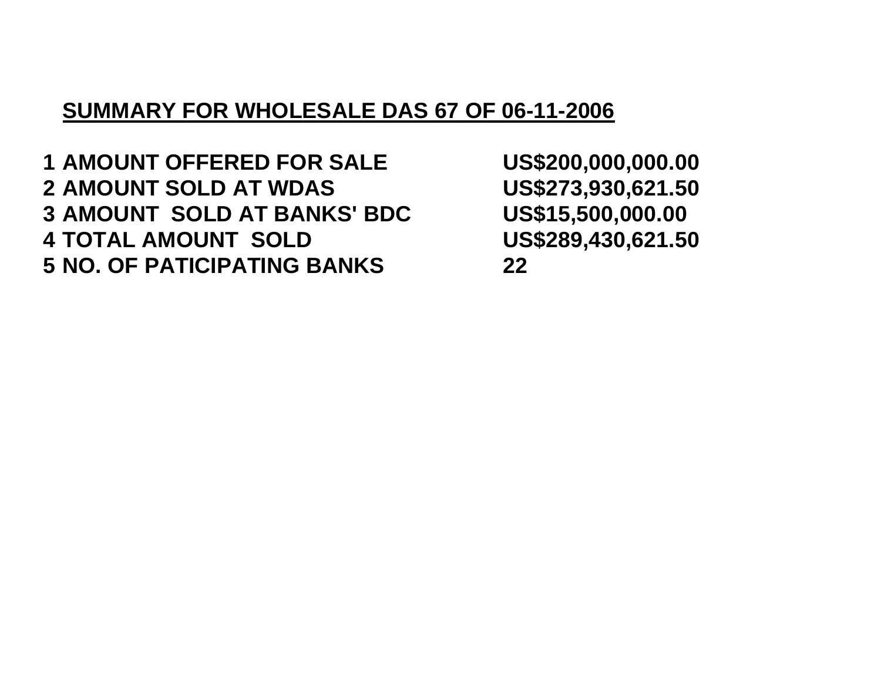## SUMMARY FOR WHOLESALE DAS 67 OF 06-11-2006

| | | |
|---|---|---|
| 1 | AMOUNT OFFERED FOR SALE | US$200,000,000.00 |
| 2 | AMOUNT SOLD AT WDAS | US$273,930,621.50 |
| 3 | AMOUNT SOLD AT BANKS' BDC | US$15,500,000.00 |
| 4 | TOTAL AMOUNT SOLD | US$289,430,621.50 |
| 5 | NO. OF PATICIPATING BANKS | 22 |